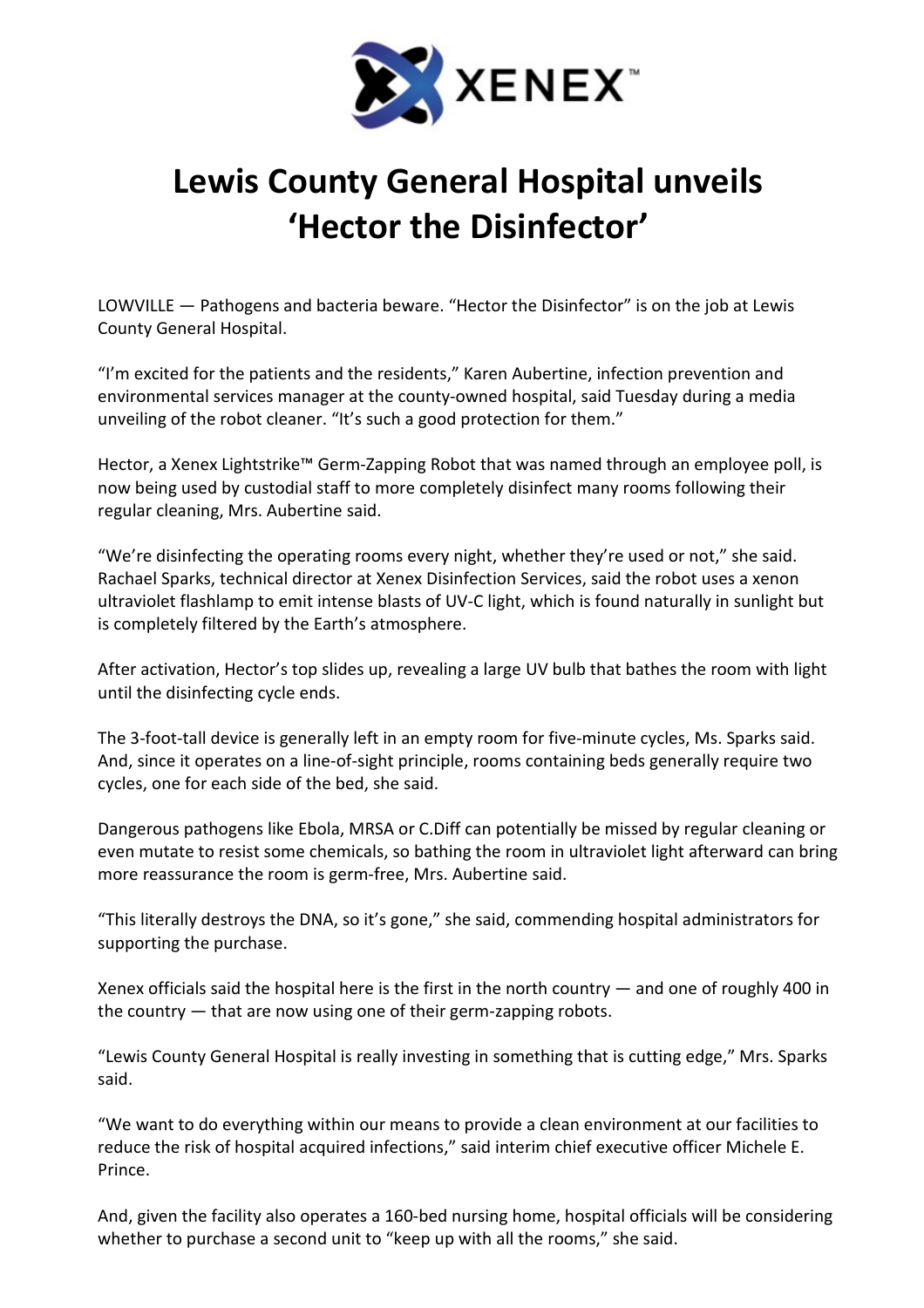XENEX™

# Lewis County General Hospital unveils 'Hector the Disinfector'

LOWVILLE — Pathogens and bacteria beware. "Hector the Disinfector" is on the job at Lewis County General Hospital.

"I'm excited for the patients and the residents," Karen Aubertine, infection prevention and environmental services manager at the county-owned hospital, said Tuesday during a media unveiling of the robot cleaner. "It's such a good protection for them."

Hector, a Xenex Lightstrike™ Germ-Zapping Robot that was named through an employee poll, is now being used by custodial staff to more completely disinfect many rooms following their regular cleaning, Mrs. Aubertine said.

"We're disinfecting the operating rooms every night, whether they're used or not," she said. Rachael Sparks, technical director at Xenex Disinfection Services, said the robot uses a xenon ultraviolet flashlamp to emit intense blasts of UV-C light, which is found naturally in sunlight but is completely filtered by the Earth's atmosphere.

After activation, Hector's top slides up, revealing a large UV bulb that bathes the room with light until the disinfecting cycle ends.

The 3-foot-tall device is generally left in an empty room for five-minute cycles, Ms. Sparks said. And, since it operates on a line-of-sight principle, rooms containing beds generally require two cycles, one for each side of the bed, she said.

Dangerous pathogens like Ebola, MRSA or C.Diff can potentially be missed by regular cleaning or even mutate to resist some chemicals, so bathing the room in ultraviolet light afterward can bring more reassurance the room is germ-free, Mrs. Aubertine said.

"This literally destroys the DNA, so it's gone," she said, commending hospital administrators for supporting the purchase.

Xenex officials said the hospital here is the first in the north country — and one of roughly 400 in the country — that are now using one of their germ-zapping robots.

"Lewis County General Hospital is really investing in something that is cutting edge," Mrs. Sparks said.

"We want to do everything within our means to provide a clean environment at our facilities to reduce the risk of hospital acquired infections," said interim chief executive officer Michele E. Prince.

And, given the facility also operates a 160-bed nursing home, hospital officials will be considering whether to purchase a second unit to "keep up with all the rooms," she said.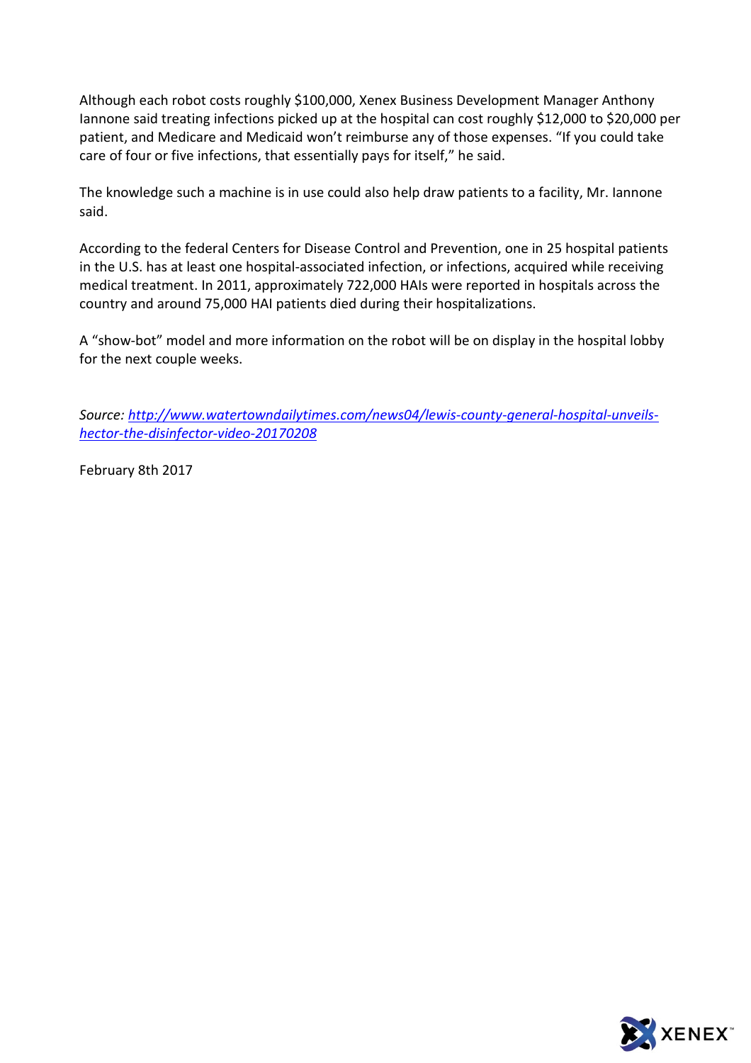Although each robot costs roughly $100,000, Xenex Business Development Manager Anthony Iannone said treating infections picked up at the hospital can cost roughly $12,000 to $20,000 per patient, and Medicare and Medicaid won't reimburse any of those expenses. "If you could take care of four or five infections, that essentially pays for itself," he said.

The knowledge such a machine is in use could also help draw patients to a facility, Mr. Iannone said.

According to the federal Centers for Disease Control and Prevention, one in 25 hospital patients in the U.S. has at least one hospital-associated infection, or infections, acquired while receiving medical treatment. In 2011, approximately 722,000 HAIs were reported in hospitals across the country and around 75,000 HAI patients died during their hospitalizations.

A "show-bot" model and more information on the robot will be on display in the hospital lobby for the next couple weeks.

*Source: [http://www.watertowndailytimes.com/news04/lewis-county-general-hospital-unveils-hector-the-disinfector-video-20170208](http://www.watertowndailytimes.com/news04/lewis-county-general-hospital-unveils-hector-the-disinfector-video-20170208)*

February 8th 2017